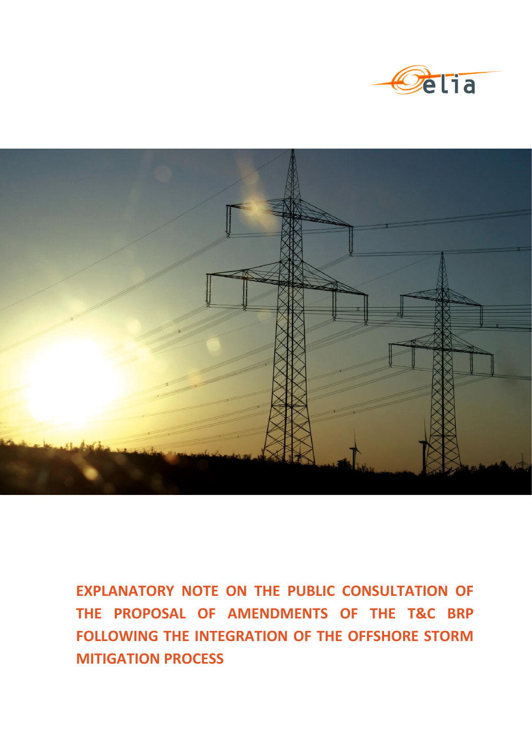# EXPLANATORY NOTE ON THE PUBLIC CONSULTATION OF THE PROPOSAL OF AMENDMENTS OF THE T&C BRP FOLLOWING THE INTEGRATION OF THE OFFSHORE STORM MITIGATION PROCESS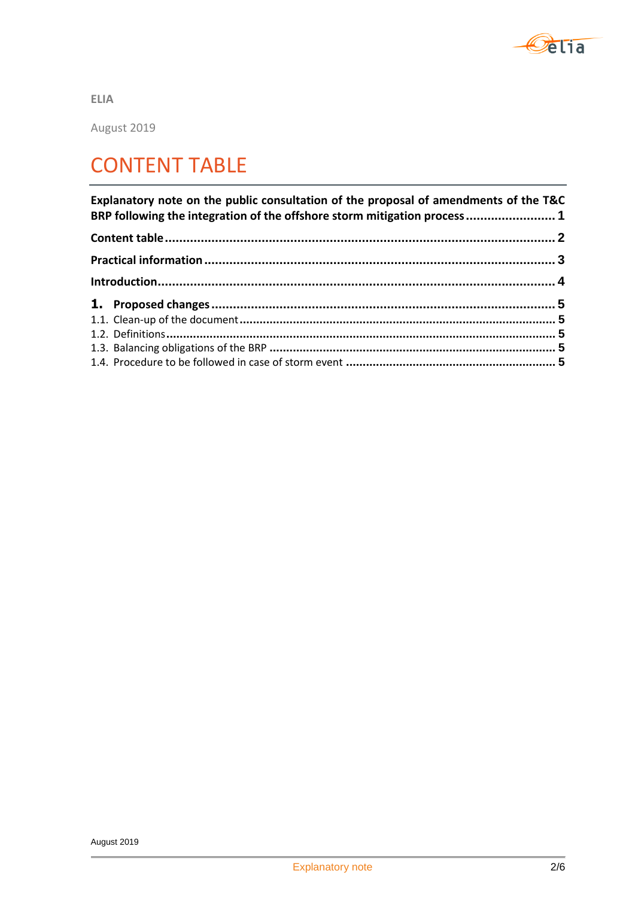ELIA

August 2019

# CONTENT TABLE

**Explanatory note on the public consultation of the proposal of amendments of the T&C BRP following the integration of the offshore storm mitigation process ......................... 1**

**Content table ............................................................................................................ 2**

**Practical information ................................................................................................ 3**

**Introduction .............................................................................................................. 4**

**1. Proposed changes .................................................................................................. 5**

1.1. Clean-up of the document ........................................................................................ 5

1.2. Definitions ................................................................................................................ 5

1.3. Balancing obligations of the BRP .............................................................................. 5

1.4. Procedure to be followed in case of storm event ..................................................... 5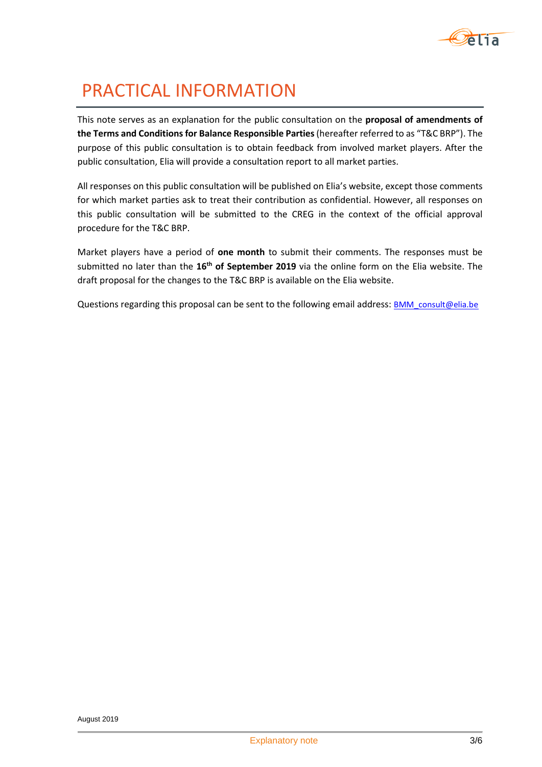# PRACTICAL INFORMATION

This note serves as an explanation for the public consultation on the **proposal of amendments of the Terms and Conditions for Balance Responsible Parties** (hereafter referred to as "T&C BRP"). The purpose of this public consultation is to obtain feedback from involved market players. After the public consultation, Elia will provide a consultation report to all market parties.

All responses on this public consultation will be published on Elia's website, except those comments for which market parties ask to treat their contribution as confidential. However, all responses on this public consultation will be submitted to the CREG in the context of the official approval procedure for the T&C BRP.

Market players have a period of **one month** to submit their comments. The responses must be submitted no later than the **16th of September 2019** via the online form on the Elia website. The draft proposal for the changes to the T&C BRP is available on the Elia website.

Questions regarding this proposal can be sent to the following email address: BMM_consult@elia.be

August 2019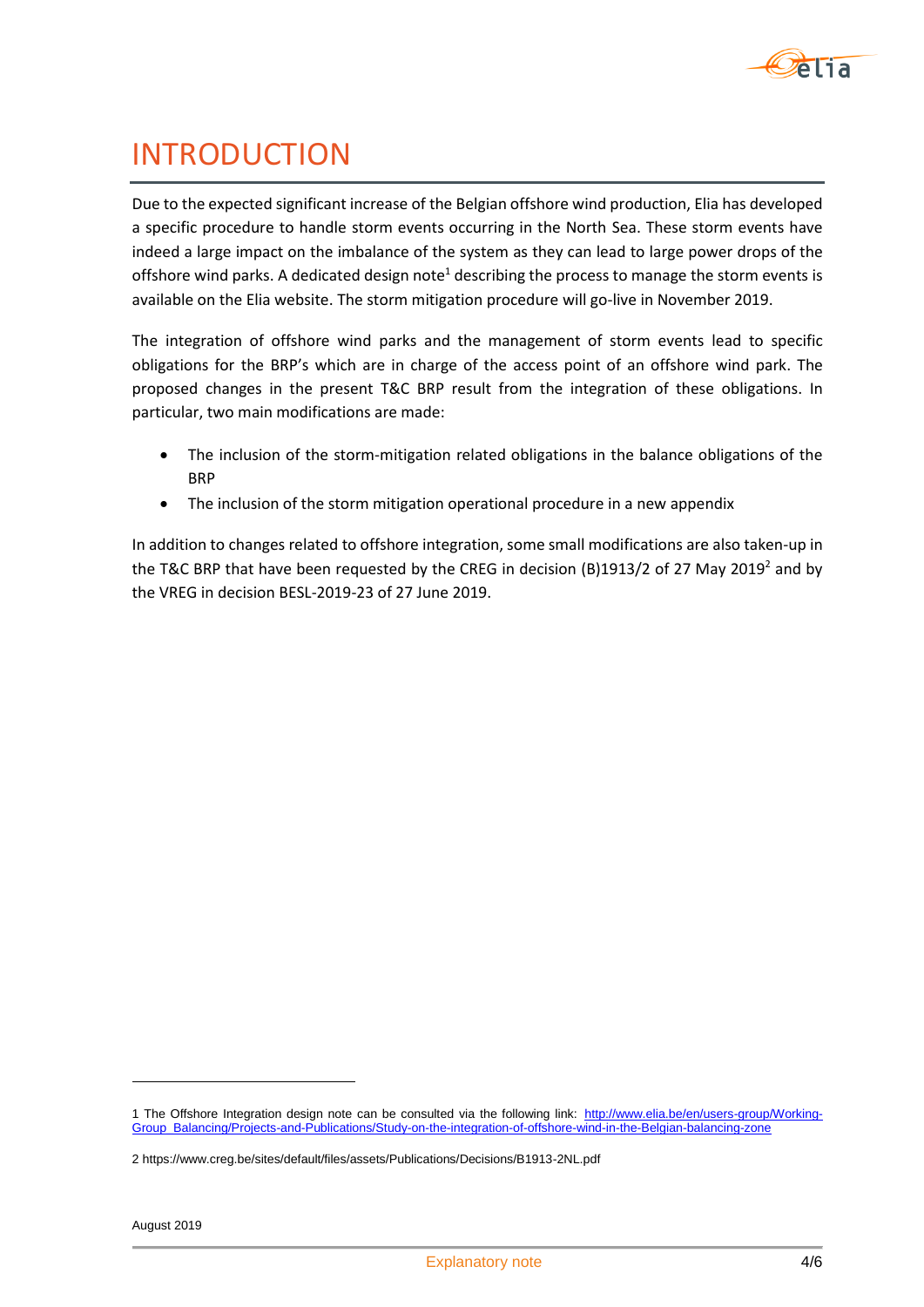# INTRODUCTION

Due to the expected significant increase of the Belgian offshore wind production, Elia has developed a specific procedure to handle storm events occurring in the North Sea. These storm events have indeed a large impact on the imbalance of the system as they can lead to large power drops of the offshore wind parks. A dedicated design note[1] describing the process to manage the storm events is available on the Elia website. The storm mitigation procedure will go-live in November 2019.

The integration of offshore wind parks and the management of storm events lead to specific obligations for the BRP's which are in charge of the access point of an offshore wind park. The proposed changes in the present T&C BRP result from the integration of these obligations. In particular, two main modifications are made:

- The inclusion of the storm-mitigation related obligations in the balance obligations of the BRP
- The inclusion of the storm mitigation operational procedure in a new appendix

In addition to changes related to offshore integration, some small modifications are also taken-up in the T&C BRP that have been requested by the CREG in decision (B)1913/2 of 27 May 2019[2] and by the VREG in decision BESL-2019-23 of 27 June 2019.

1 The Offshore Integration design note can be consulted via the following link: http://www.elia.be/en/users-group/Working-Group_Balancing/Projects-and-Publications/Study-on-the-integration-of-offshore-wind-in-the-Belgian-balancing-zone

2 https://www.creg.be/sites/default/files/assets/Publications/Decisions/B1913-2NL.pdf

August 2019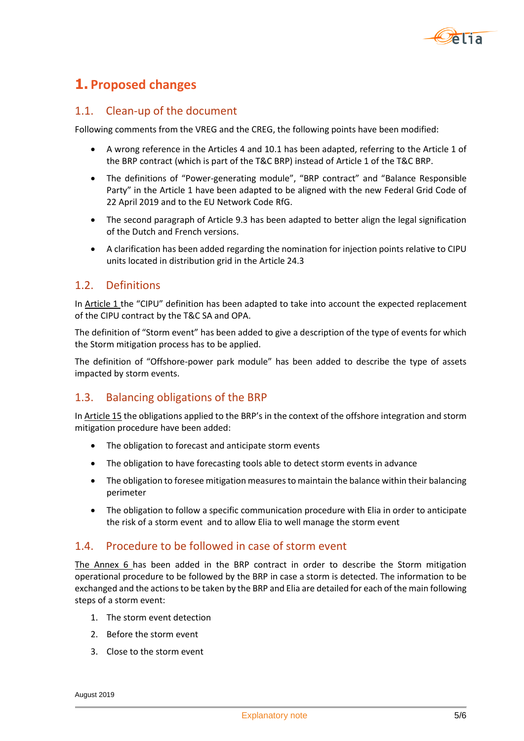# 1. Proposed changes

## 1.1. Clean-up of the document

Following comments from the VREG and the CREG, the following points have been modified:

- A wrong reference in the Articles 4 and 10.1 has been adapted, referring to the Article 1 of the BRP contract (which is part of the T&C BRP) instead of Article 1 of the T&C BRP.
- The definitions of "Power-generating module", "BRP contract" and "Balance Responsible Party" in the Article 1 have been adapted to be aligned with the new Federal Grid Code of 22 April 2019 and to the EU Network Code RfG.
- The second paragraph of Article 9.3 has been adapted to better align the legal signification of the Dutch and French versions.
- A clarification has been added regarding the nomination for injection points relative to CIPU units located in distribution grid in the Article 24.3

## 1.2. Definitions

In Article 1 the "CIPU" definition has been adapted to take into account the expected replacement of the CIPU contract by the T&C SA and OPA.

The definition of "Storm event" has been added to give a description of the type of events for which the Storm mitigation process has to be applied.

The definition of "Offshore-power park module" has been added to describe the type of assets impacted by storm events.

## 1.3. Balancing obligations of the BRP

In Article 15 the obligations applied to the BRP's in the context of the offshore integration and storm mitigation procedure have been added:

- The obligation to forecast and anticipate storm events
- The obligation to have forecasting tools able to detect storm events in advance
- The obligation to foresee mitigation measures to maintain the balance within their balancing perimeter
- The obligation to follow a specific communication procedure with Elia in order to anticipate the risk of a storm event and to allow Elia to well manage the storm event

## 1.4. Procedure to be followed in case of storm event

The Annex 6 has been added in the BRP contract in order to describe the Storm mitigation operational procedure to be followed by the BRP in case a storm is detected. The information to be exchanged and the actions to be taken by the BRP and Elia are detailed for each of the main following steps of a storm event:

1. The storm event detection
2. Before the storm event
3. Close to the storm event

August 2019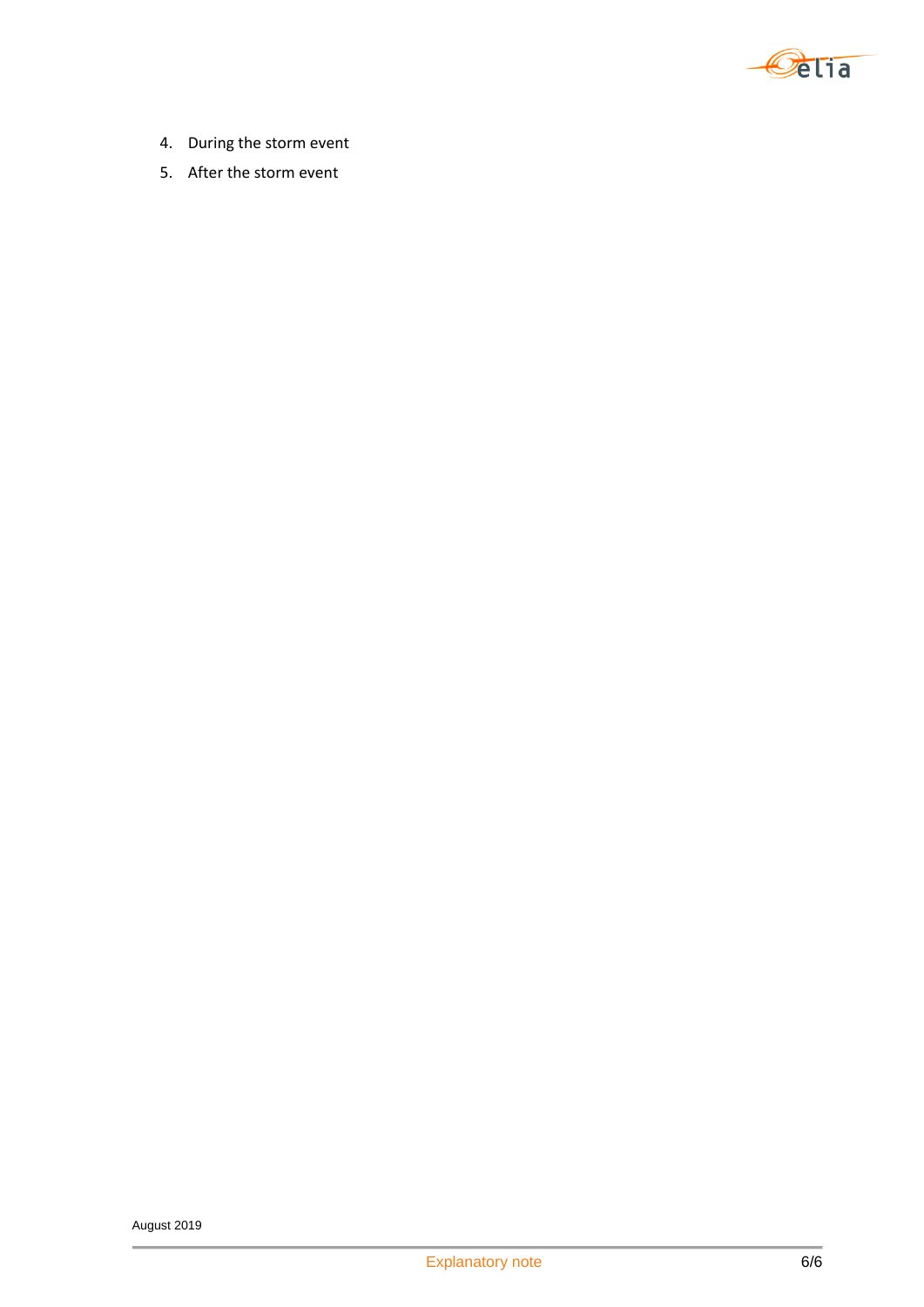4. During the storm event
5. After the storm event

August 2019